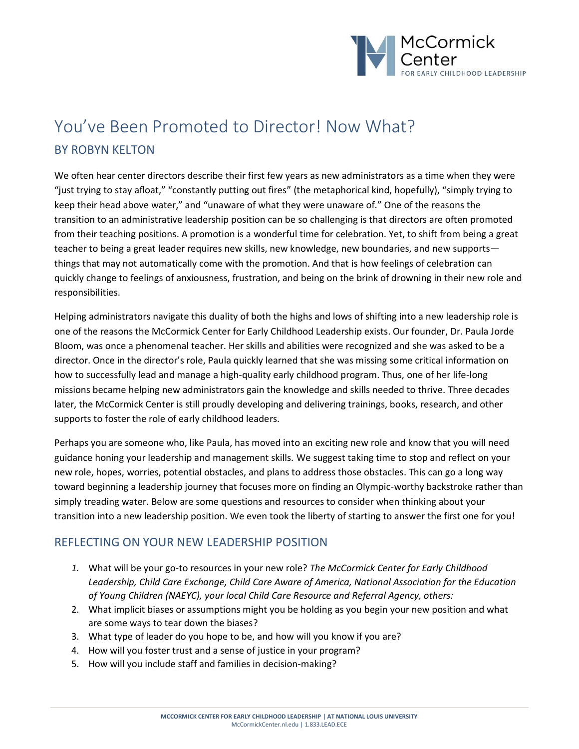# You've Been Promoted to Director! Now What?

## BY ROBYN KELTON

We often hear center directors describe their first few years as new administrators as a time when they were "just trying to stay afloat," "constantly putting out fires" (the metaphorical kind, hopefully), "simply trying to keep their head above water," and "unaware of what they were unaware of." One of the reasons the transition to an administrative leadership position can be so challenging is that directors are often promoted from their teaching positions. A promotion is a wonderful time for celebration. Yet, to shift from being a great teacher to being a great leader requires new skills, new knowledge, new boundaries, and new supports—things that may not automatically come with the promotion. And that is how feelings of celebration can quickly change to feelings of anxiousness, frustration, and being on the brink of drowning in their new role and responsibilities.

Helping administrators navigate this duality of both the highs and lows of shifting into a new leadership role is one of the reasons the McCormick Center for Early Childhood Leadership exists. Our founder, Dr. Paula Jorde Bloom, was once a phenomenal teacher. Her skills and abilities were recognized and she was asked to be a director. Once in the director's role, Paula quickly learned that she was missing some critical information on how to successfully lead and manage a high-quality early childhood program. Thus, one of her life-long missions became helping new administrators gain the knowledge and skills needed to thrive. Three decades later, the McCormick Center is still proudly developing and delivering trainings, books, research, and other supports to foster the role of early childhood leaders.

Perhaps you are someone who, like Paula, has moved into an exciting new role and know that you will need guidance honing your leadership and management skills. We suggest taking time to stop and reflect on your new role, hopes, worries, potential obstacles, and plans to address those obstacles. This can go a long way toward beginning a leadership journey that focuses more on finding an Olympic-worthy backstroke rather than simply treading water. Below are some questions and resources to consider when thinking about your transition into a new leadership position. We even took the liberty of starting to answer the first one for you!

## REFLECTING ON YOUR NEW LEADERSHIP POSITION

1. What will be your go-to resources in your new role? *The McCormick Center for Early Childhood Leadership, Child Care Exchange, Child Care Aware of America, National Association for the Education of Young Children (NAEYC), your local Child Care Resource and Referral Agency, others:*
2. What implicit biases or assumptions might you be holding as you begin your new position and what are some ways to tear down the biases?
3. What type of leader do you hope to be, and how will you know if you are?
4. How will you foster trust and a sense of justice in your program?
5. How will you include staff and families in decision-making?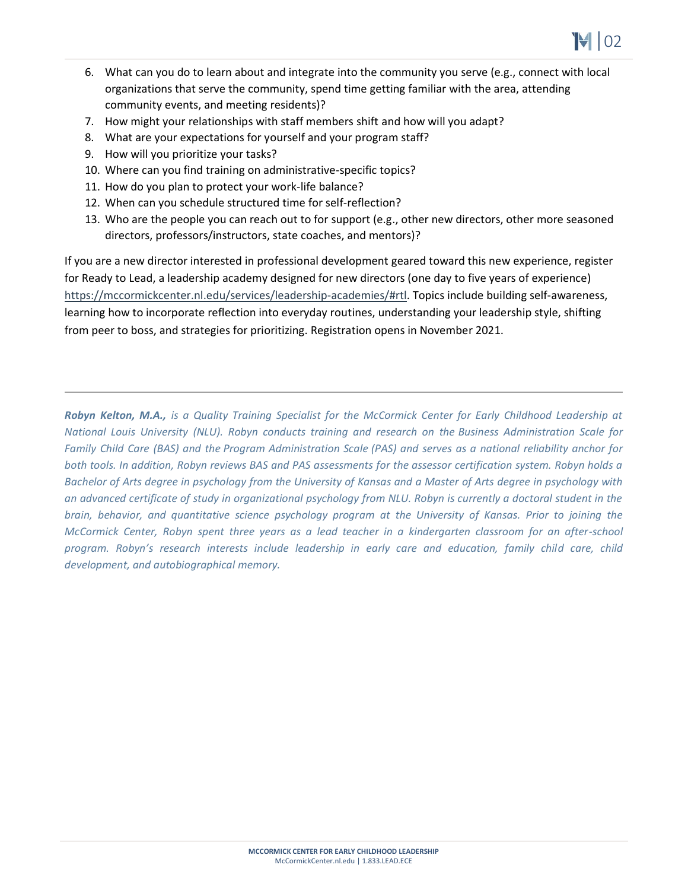6. What can you do to learn about and integrate into the community you serve (e.g., connect with local organizations that serve the community, spend time getting familiar with the area, attending community events, and meeting residents)?
7. How might your relationships with staff members shift and how will you adapt?
8. What are your expectations for yourself and your program staff?
9. How will you prioritize your tasks?
10. Where can you find training on administrative-specific topics?
11. How do you plan to protect your work-life balance?
12. When can you schedule structured time for self-reflection?
13. Who are the people you can reach out to for support (e.g., other new directors, other more seasoned directors, professors/instructors, state coaches, and mentors)?

If you are a new director interested in professional development geared toward this new experience, register for Ready to Lead, a leadership academy designed for new directors (one day to five years of experience) https://mccormickcenter.nl.edu/services/leadership-academies/#rtl. Topics include building self-awareness, learning how to incorporate reflection into everyday routines, understanding your leadership style, shifting from peer to boss, and strategies for prioritizing. Registration opens in November 2021.

---

***Robyn Kelton, M.A.,*** *is a Quality Training Specialist for the McCormick Center for Early Childhood Leadership at National Louis University (NLU). Robyn conducts training and research on the Business Administration Scale for Family Child Care (BAS) and the Program Administration Scale (PAS) and serves as a national reliability anchor for both tools. In addition, Robyn reviews BAS and PAS assessments for the assessor certification system. Robyn holds a Bachelor of Arts degree in psychology from the University of Kansas and a Master of Arts degree in psychology with an advanced certificate of study in organizational psychology from NLU. Robyn is currently a doctoral student in the brain, behavior, and quantitative science psychology program at the University of Kansas. Prior to joining the McCormick Center, Robyn spent three years as a lead teacher in a kindergarten classroom for an after-school program. Robyn's research interests include leadership in early care and education, family child care, child development, and autobiographical memory.*